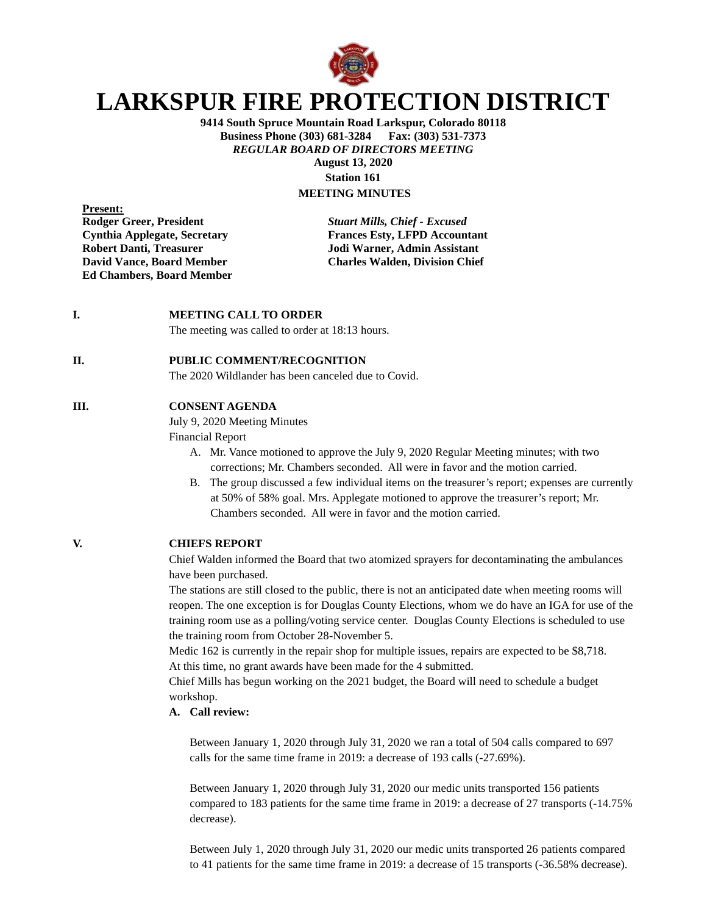# LARKSPUR FIRE PROTECTION DISTRICT

**9414 South Spruce Mountain Road Larkspur, Colorado 80118**
**Business Phone (303) 681-3284 Fax: (303) 531-7373**
***REGULAR BOARD OF DIRECTORS MEETING***
**August 13, 2020**
**Station 161**
**MEETING MINUTES**

**Present:**

**Rodger Greer, President**
**Cynthia Applegate, Secretary**
**Robert Danti, Treasurer**
**David Vance, Board Member**
**Ed Chambers, Board Member**

***Stuart Mills, Chief - Excused***
**Frances Esty, LFPD Accountant**
**Jodi Warner, Admin Assistant**
**Charles Walden, Division Chief**

## I. MEETING CALL TO ORDER

The meeting was called to order at 18:13 hours.

## II. PUBLIC COMMENT/RECOGNITION

The 2020 Wildlander has been canceled due to Covid.

## III. CONSENT AGENDA

July 9, 2020 Meeting Minutes
Financial Report

A. Mr. Vance motioned to approve the July 9, 2020 Regular Meeting minutes; with two corrections; Mr. Chambers seconded. All were in favor and the motion carried.
B. The group discussed a few individual items on the treasurer's report; expenses are currently at 50% of 58% goal. Mrs. Applegate motioned to approve the treasurer's report; Mr. Chambers seconded. All were in favor and the motion carried.

## V. CHIEFS REPORT

Chief Walden informed the Board that two atomized sprayers for decontaminating the ambulances have been purchased.

The stations are still closed to the public, there is not an anticipated date when meeting rooms will reopen. The one exception is for Douglas County Elections, whom we do have an IGA for use of the training room use as a polling/voting service center. Douglas County Elections is scheduled to use the training room from October 28-November 5.

Medic 162 is currently in the repair shop for multiple issues, repairs are expected to be $8,718.

At this time, no grant awards have been made for the 4 submitted.

Chief Mills has begun working on the 2021 budget, the Board will need to schedule a budget workshop.

**A. Call review:**

Between January 1, 2020 through July 31, 2020 we ran a total of 504 calls compared to 697 calls for the same time frame in 2019: a decrease of 193 calls (-27.69%).

Between January 1, 2020 through July 31, 2020 our medic units transported 156 patients compared to 183 patients for the same time frame in 2019: a decrease of 27 transports (-14.75% decrease).

Between July 1, 2020 through July 31, 2020 our medic units transported 26 patients compared to 41 patients for the same time frame in 2019: a decrease of 15 transports (-36.58% decrease).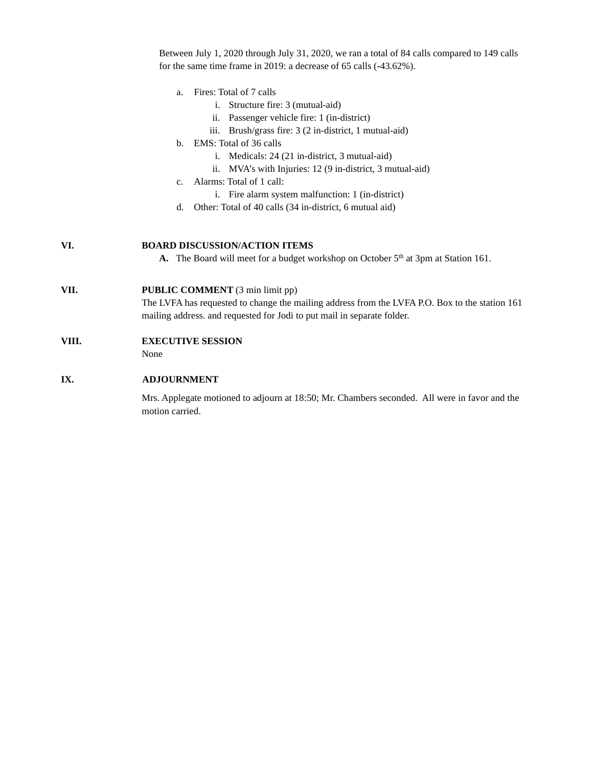Between July 1, 2020 through July 31, 2020, we ran a total of 84 calls compared to 149 calls for the same time frame in 2019: a decrease of 65 calls (-43.62%).

a. Fires: Total of 7 calls
   i. Structure fire: 3 (mutual-aid)
   ii. Passenger vehicle fire: 1 (in-district)
   iii. Brush/grass fire: 3 (2 in-district, 1 mutual-aid)
b. EMS: Total of 36 calls
   i. Medicals: 24 (21 in-district, 3 mutual-aid)
   ii. MVA's with Injuries: 12 (9 in-district, 3 mutual-aid)
c. Alarms: Total of 1 call:
   i. Fire alarm system malfunction: 1 (in-district)
d. Other: Total of 40 calls (34 in-district, 6 mutual aid)

## VI. BOARD DISCUSSION/ACTION ITEMS

**A.** The Board will meet for a budget workshop on October 5th at 3pm at Station 161.

## VII. PUBLIC COMMENT (3 min limit pp)

The LVFA has requested to change the mailing address from the LVFA P.O. Box to the station 161 mailing address. and requested for Jodi to put mail in separate folder.

## VIII. EXECUTIVE SESSION

None

## IX. ADJOURNMENT

Mrs. Applegate motioned to adjourn at 18:50; Mr. Chambers seconded. All were in favor and the motion carried.